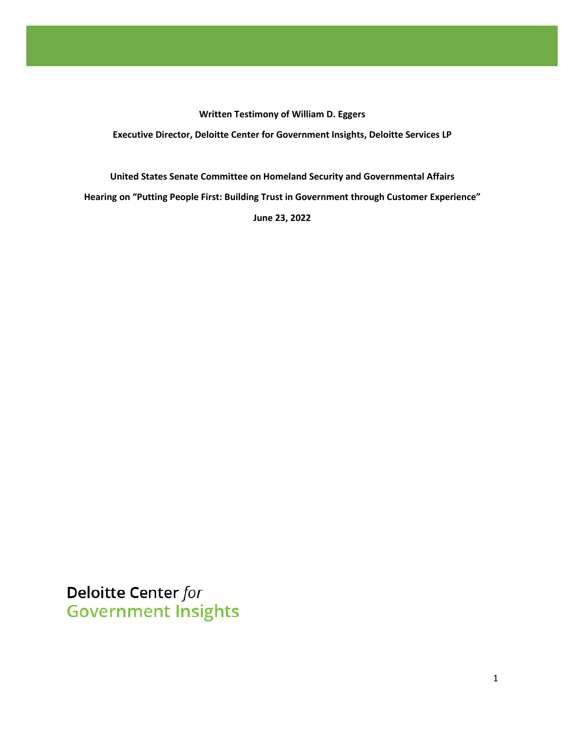**Written Testimony of William D. Eggers**

**Executive Director, Deloitte Center for Government Insights, Deloitte Services LP**

**United States Senate Committee on Homeland Security and Governmental Affairs**

**Hearing on "Putting People First: Building Trust in Government through Customer Experience"**

**June 23, 2022**

Deloitte Center *for*
Government Insights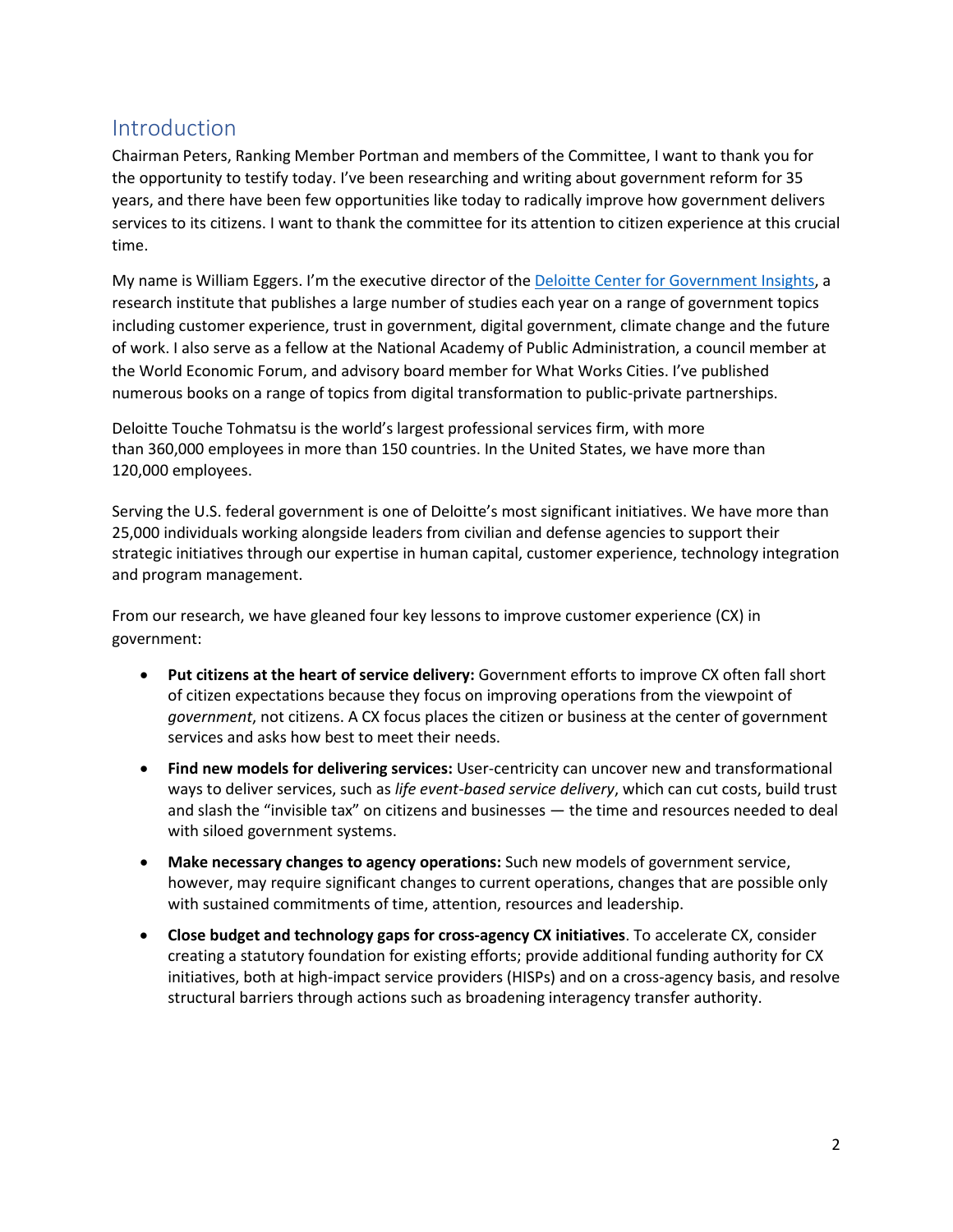## Introduction

Chairman Peters, Ranking Member Portman and members of the Committee, I want to thank you for the opportunity to testify today. I've been researching and writing about government reform for 35 years, and there have been few opportunities like today to radically improve how government delivers services to its citizens. I want to thank the committee for its attention to citizen experience at this crucial time.

My name is William Eggers. I'm the executive director of the [Deloitte Center for Government Insights](), a research institute that publishes a large number of studies each year on a range of government topics including customer experience, trust in government, digital government, climate change and the future of work. I also serve as a fellow at the National Academy of Public Administration, a council member at the World Economic Forum, and advisory board member for What Works Cities. I've published numerous books on a range of topics from digital transformation to public-private partnerships.

Deloitte Touche Tohmatsu is the world's largest professional services firm, with more than 360,000 employees in more than 150 countries. In the United States, we have more than 120,000 employees.

Serving the U.S. federal government is one of Deloitte's most significant initiatives. We have more than 25,000 individuals working alongside leaders from civilian and defense agencies to support their strategic initiatives through our expertise in human capital, customer experience, technology integration and program management.

From our research, we have gleaned four key lessons to improve customer experience (CX) in government:

- **Put citizens at the heart of service delivery:** Government efforts to improve CX often fall short of citizen expectations because they focus on improving operations from the viewpoint of *government*, not citizens. A CX focus places the citizen or business at the center of government services and asks how best to meet their needs.
- **Find new models for delivering services:** User-centricity can uncover new and transformational ways to deliver services, such as *life event-based service delivery*, which can cut costs, build trust and slash the "invisible tax" on citizens and businesses — the time and resources needed to deal with siloed government systems.
- **Make necessary changes to agency operations:** Such new models of government service, however, may require significant changes to current operations, changes that are possible only with sustained commitments of time, attention, resources and leadership.
- **Close budget and technology gaps for cross-agency CX initiatives**. To accelerate CX, consider creating a statutory foundation for existing efforts; provide additional funding authority for CX initiatives, both at high-impact service providers (HISPs) and on a cross-agency basis, and resolve structural barriers through actions such as broadening interagency transfer authority.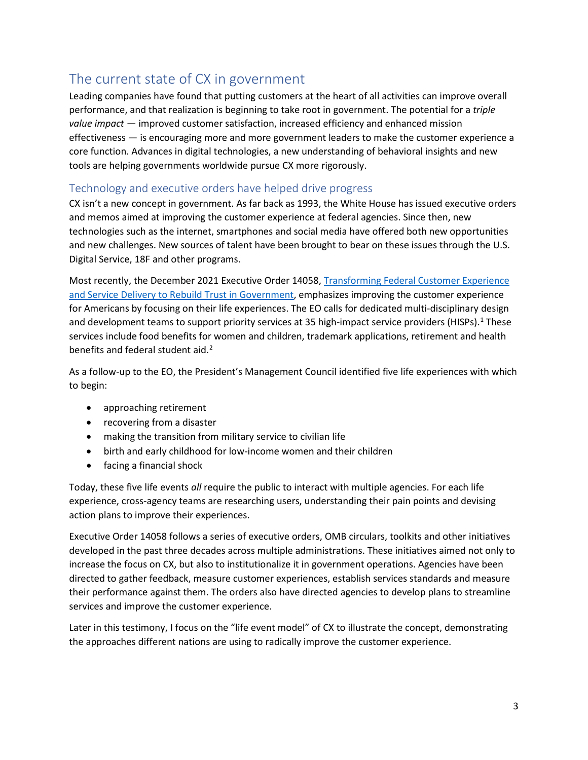## The current state of CX in government

Leading companies have found that putting customers at the heart of all activities can improve overall performance, and that realization is beginning to take root in government. The potential for a *triple value impact* — improved customer satisfaction, increased efficiency and enhanced mission effectiveness — is encouraging more and more government leaders to make the customer experience a core function. Advances in digital technologies, a new understanding of behavioral insights and new tools are helping governments worldwide pursue CX more rigorously.

### Technology and executive orders have helped drive progress

CX isn't a new concept in government. As far back as 1993, the White House has issued executive orders and memos aimed at improving the customer experience at federal agencies. Since then, new technologies such as the internet, smartphones and social media have offered both new opportunities and new challenges. New sources of talent have been brought to bear on these issues through the U.S. Digital Service, 18F and other programs.

Most recently, the December 2021 Executive Order 14058, Transforming Federal Customer Experience and Service Delivery to Rebuild Trust in Government, emphasizes improving the customer experience for Americans by focusing on their life experiences. The EO calls for dedicated multi-disciplinary design and development teams to support priority services at 35 high-impact service providers (HISPs).[1] These services include food benefits for women and children, trademark applications, retirement and health benefits and federal student aid.[2]

As a follow-up to the EO, the President's Management Council identified five life experiences with which to begin:

- approaching retirement
- recovering from a disaster
- making the transition from military service to civilian life
- birth and early childhood for low-income women and their children
- facing a financial shock

Today, these five life events *all* require the public to interact with multiple agencies. For each life experience, cross-agency teams are researching users, understanding their pain points and devising action plans to improve their experiences.

Executive Order 14058 follows a series of executive orders, OMB circulars, toolkits and other initiatives developed in the past three decades across multiple administrations. These initiatives aimed not only to increase the focus on CX, but also to institutionalize it in government operations. Agencies have been directed to gather feedback, measure customer experiences, establish services standards and measure their performance against them. The orders also have directed agencies to develop plans to streamline services and improve the customer experience.

Later in this testimony, I focus on the "life event model" of CX to illustrate the concept, demonstrating the approaches different nations are using to radically improve the customer experience.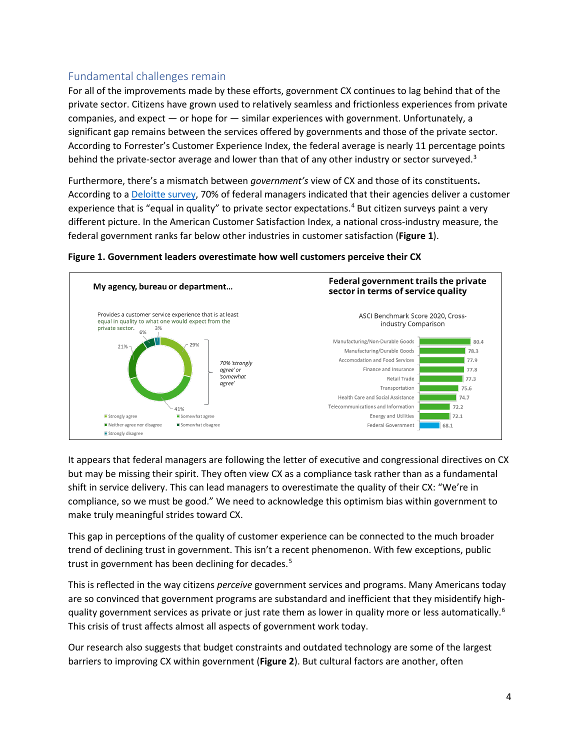## Fundamental challenges remain

For all of the improvements made by these efforts, government CX continues to lag behind that of the private sector. Citizens have grown used to relatively seamless and frictionless experiences from private companies, and expect — or hope for — similar experiences with government. Unfortunately, a significant gap remains between the services offered by governments and those of the private sector. According to Forrester's Customer Experience Index, the federal average is nearly 11 percentage points behind the private-sector average and lower than that of any other industry or sector surveyed.[3]

Furthermore, there's a mismatch between *government's* view of CX and those of its constituents**.** According to a Deloitte survey, 70% of federal managers indicated that their agencies deliver a customer experience that is "equal in quality" to private sector expectations.[4] But citizen surveys paint a very different picture. In the American Customer Satisfaction Index, a national cross-industry measure, the federal government ranks far below other industries in customer satisfaction (**Figure 1**).

**Figure 1. Government leaders overestimate how well customers perceive their CX**

**My agency, bureau or department…**

Provides a customer service experience that is at least equal in quality to what one would expect from the private sector.

| Response | Share |
|---|---|
| Strongly agree | 29% |
| Somewhat agree | 41% |
| Neither agree nor disagree | 21% |
| Somewhat disagree | 6% |
| Strongly disagree | 3% |

*70% 'strongly agree' or 'somewhat agree'*

**Federal government trails the private sector in terms of service quality**

ASCI Benchmark Score 2020, Cross-industry Comparison

| Industry | Score |
|---|---|
| Manufacturing/Non-Durable Goods | 80.4 |
| Manufacturing/Durable Goods | 78.3 |
| Accomodation and Food Services | 77.9 |
| Finance and Insurance | 77.8 |
| Retail Trade | 77.3 |
| Transportation | 75.6 |
| Health Care and Social Assistance | 74.7 |
| Telecommunications and Information | 72.2 |
| Energy and Utilities | 72.1 |
| Federal Government | 68.1 |

It appears that federal managers are following the letter of executive and congressional directives on CX but may be missing their spirit. They often view CX as a compliance task rather than as a fundamental shift in service delivery. This can lead managers to overestimate the quality of their CX: "We're in compliance, so we must be good." We need to acknowledge this optimism bias within government to make truly meaningful strides toward CX.

This gap in perceptions of the quality of customer experience can be connected to the much broader trend of declining trust in government. This isn't a recent phenomenon. With few exceptions, public trust in government has been declining for decades.[5]

This is reflected in the way citizens *perceive* government services and programs. Many Americans today are so convinced that government programs are substandard and inefficient that they misidentify high-quality government services as private or just rate them as lower in quality more or less automatically.[6] This crisis of trust affects almost all aspects of government work today.

Our research also suggests that budget constraints and outdated technology are some of the largest barriers to improving CX within government (**Figure 2**). But cultural factors are another, often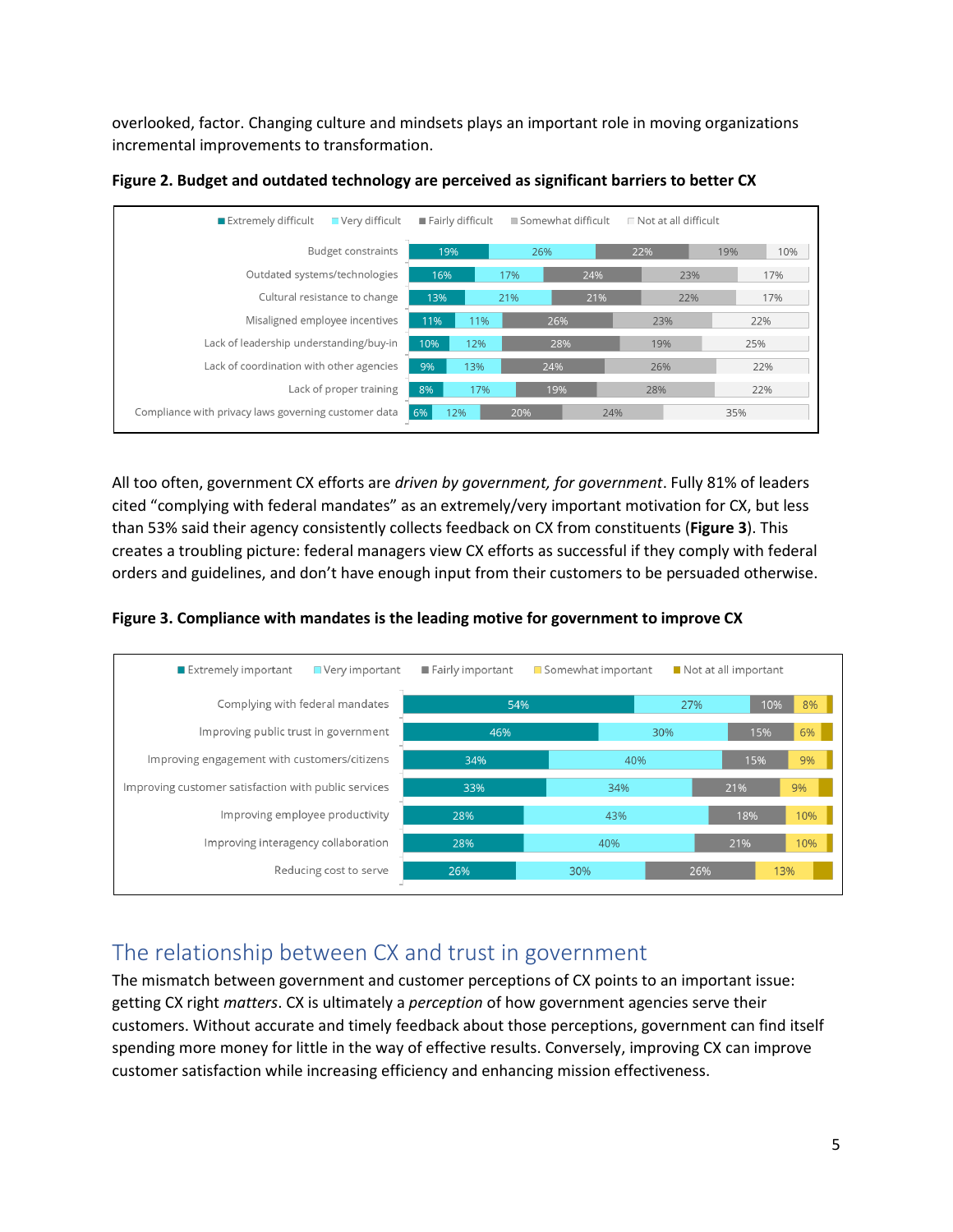overlooked, factor. Changing culture and mindsets plays an important role in moving organizations incremental improvements to transformation.

**Figure 2. Budget and outdated technology are perceived as significant barriers to better CX**

| | Extremely difficult | Very difficult | Fairly difficult | Somewhat difficult | Not at all difficult |
|---|---|---|---|---|---|
| Budget constraints | 19% | 26% | 22% | 19% | 10% |
| Outdated systems/technologies | 16% | 17% | 24% | 23% | 17% |
| Cultural resistance to change | 13% | 21% | 21% | 22% | 17% |
| Misaligned employee incentives | 11% | 11% | 26% | 23% | 22% |
| Lack of leadership understanding/buy-in | 10% | 12% | 28% | 19% | 25% |
| Lack of coordination with other agencies | 9% | 13% | 24% | 26% | 22% |
| Lack of proper training | 8% | 17% | 19% | 28% | 22% |
| Compliance with privacy laws governing customer data | 6% | 12% | 20% | 24% | 35% |

All too often, government CX efforts are *driven by government, for government*. Fully 81% of leaders cited "complying with federal mandates" as an extremely/very important motivation for CX, but less than 53% said their agency consistently collects feedback on CX from constituents (**Figure 3**). This creates a troubling picture: federal managers view CX efforts as successful if they comply with federal orders and guidelines, and don't have enough input from their customers to be persuaded otherwise.

**Figure 3. Compliance with mandates is the leading motive for government to improve CX**

| | Extremely important | Very important | Fairly important | Somewhat important | Not at all important |
|---|---|---|---|---|---|
| Complying with federal mandates | 54% | 27% | 10% | 8% | |
| Improving public trust in government | 46% | 30% | 15% | 6% | |
| Improving engagement with customers/citizens | 34% | 40% | 15% | 9% | |
| Improving customer satisfaction with public services | 33% | 34% | 21% | 9% | |
| Improving employee productivity | 28% | 43% | 18% | 10% | |
| Improving interagency collaboration | 28% | 40% | 21% | 10% | |
| Reducing cost to serve | 26% | 30% | 26% | 13% | |

## The relationship between CX and trust in government

The mismatch between government and customer perceptions of CX points to an important issue: getting CX right *matters*. CX is ultimately a *perception* of how government agencies serve their customers. Without accurate and timely feedback about those perceptions, government can find itself spending more money for little in the way of effective results. Conversely, improving CX can improve customer satisfaction while increasing efficiency and enhancing mission effectiveness.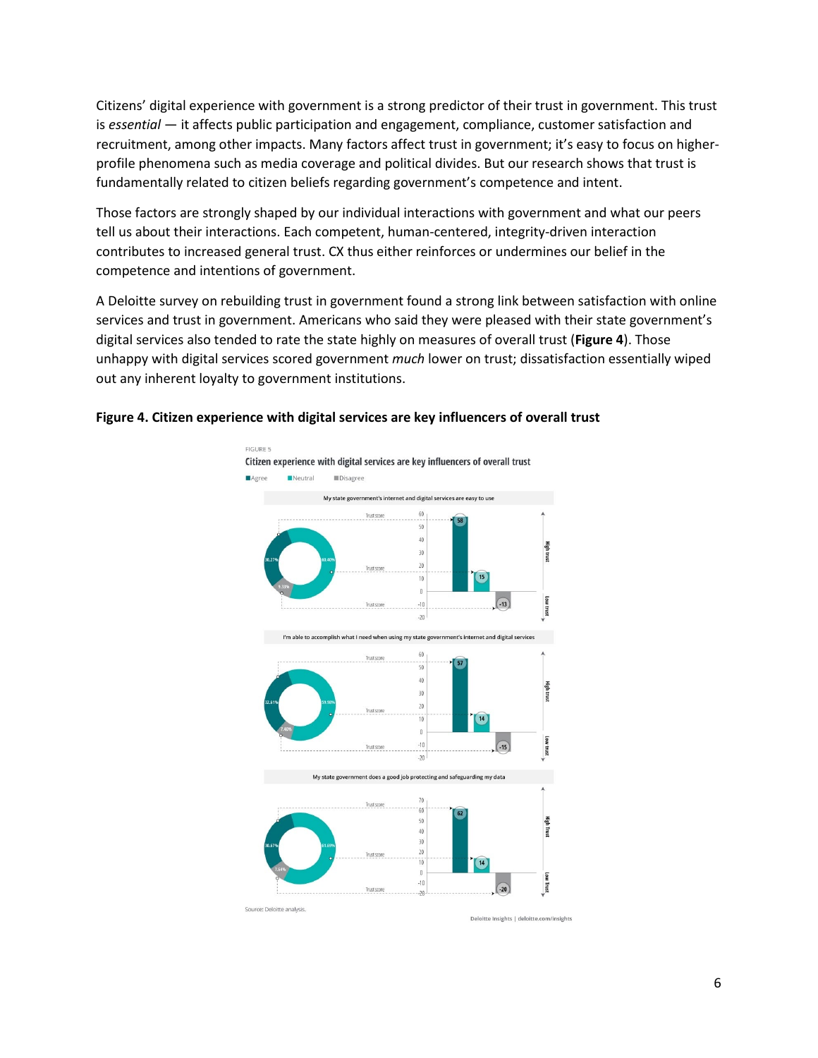Citizens' digital experience with government is a strong predictor of their trust in government. This trust is *essential* — it affects public participation and engagement, compliance, customer satisfaction and recruitment, among other impacts. Many factors affect trust in government; it's easy to focus on higher-profile phenomena such as media coverage and political divides. But our research shows that trust is fundamentally related to citizen beliefs regarding government's competence and intent.

Those factors are strongly shaped by our individual interactions with government and what our peers tell us about their interactions. Each competent, human-centered, integrity-driven interaction contributes to increased general trust. CX thus either reinforces or undermines our belief in the competence and intentions of government.

A Deloitte survey on rebuilding trust in government found a strong link between satisfaction with online services and trust in government. Americans who said they were pleased with their state government's digital services also tended to rate the state highly on measures of overall trust (**Figure 4**). Those unhappy with digital services scored government *much* lower on trust; dissatisfaction essentially wiped out any inherent loyalty to government institutions.

**Figure 4. Citizen experience with digital services are key influencers of overall trust**

FIGURE 5

Citizen experience with digital services are key influencers of overall trust

Agree | Neutral | Disagree

My state government's internet and digital services are easy to use

| | Share | Trust score |
|---|---|---|
| Agree | 30.27% | 58 |
| Neutral | 60.40% | 15 |
| Disagree | 9.33% | -13 |

I'm able to accomplish what I need when using my state government's internet and digital services

| | Share | Trust score |
|---|---|---|
| Agree | 32.61% | 57 |
| Neutral | 59.98% | 14 |
| Disagree | 7.40% | -15 |

My state government does a good job protecting and safeguarding my data

| | Share | Trust score |
|---|---|---|
| Agree | 30.67% | 62 |
| Neutral | 61.69% | 14 |
| Disagree | 7.64% | -20 |

Source: Deloitte analysis.

Deloitte Insights | deloitte.com/insights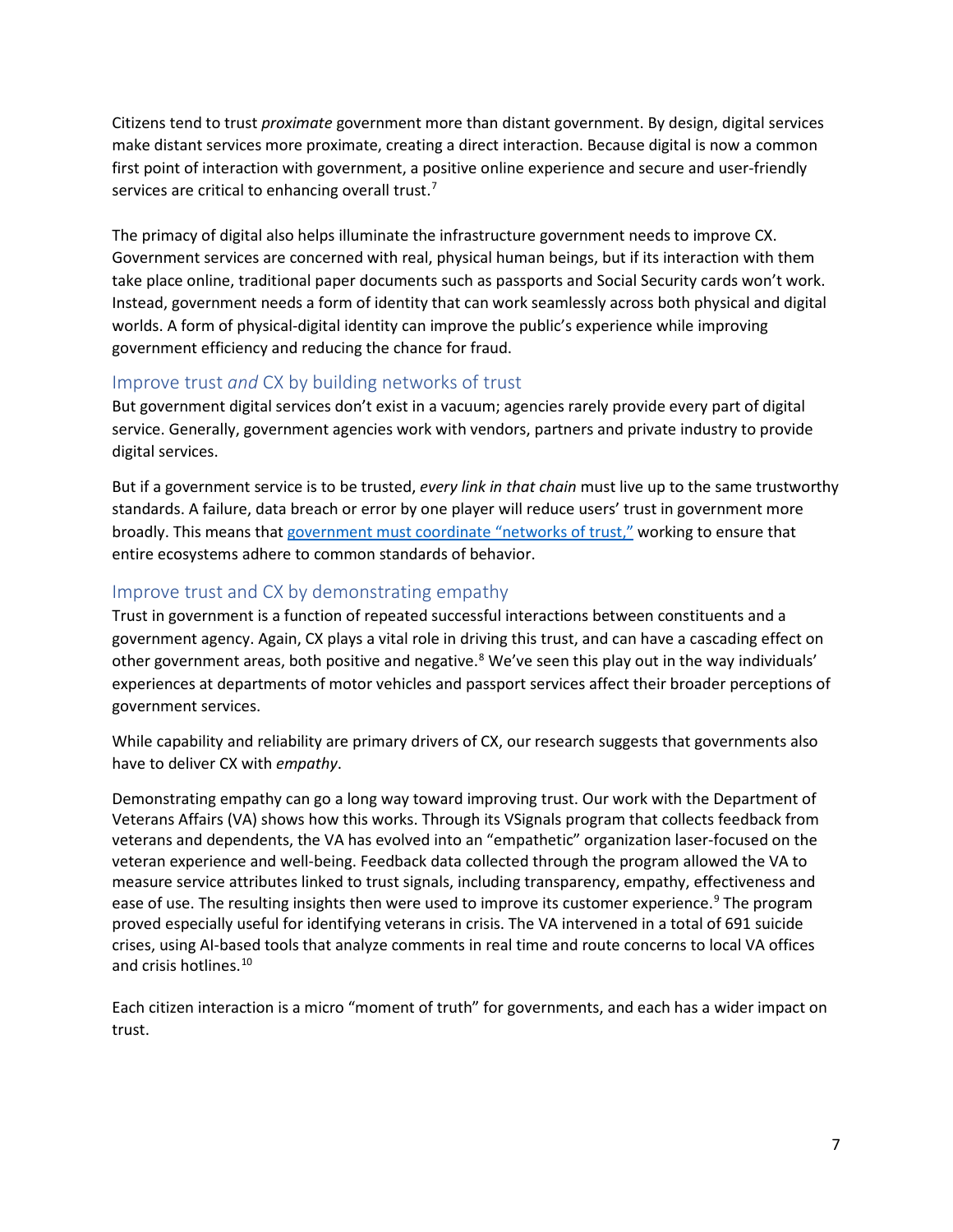Citizens tend to trust *proximate* government more than distant government. By design, digital services make distant services more proximate, creating a direct interaction. Because digital is now a common first point of interaction with government, a positive online experience and secure and user-friendly services are critical to enhancing overall trust.[7]

The primacy of digital also helps illuminate the infrastructure government needs to improve CX. Government services are concerned with real, physical human beings, but if its interaction with them take place online, traditional paper documents such as passports and Social Security cards won't work. Instead, government needs a form of identity that can work seamlessly across both physical and digital worlds. A form of physical-digital identity can improve the public's experience while improving government efficiency and reducing the chance for fraud.

## Improve trust *and* CX by building networks of trust

But government digital services don't exist in a vacuum; agencies rarely provide every part of digital service. Generally, government agencies work with vendors, partners and private industry to provide digital services.

But if a government service is to be trusted, *every link in that chain* must live up to the same trustworthy standards. A failure, data breach or error by one player will reduce users' trust in government more broadly. This means that government must coordinate "networks of trust," working to ensure that entire ecosystems adhere to common standards of behavior.

## Improve trust and CX by demonstrating empathy

Trust in government is a function of repeated successful interactions between constituents and a government agency. Again, CX plays a vital role in driving this trust, and can have a cascading effect on other government areas, both positive and negative.[8] We've seen this play out in the way individuals' experiences at departments of motor vehicles and passport services affect their broader perceptions of government services.

While capability and reliability are primary drivers of CX, our research suggests that governments also have to deliver CX with *empathy*.

Demonstrating empathy can go a long way toward improving trust. Our work with the Department of Veterans Affairs (VA) shows how this works. Through its VSignals program that collects feedback from veterans and dependents, the VA has evolved into an "empathetic" organization laser-focused on the veteran experience and well-being. Feedback data collected through the program allowed the VA to measure service attributes linked to trust signals, including transparency, empathy, effectiveness and ease of use. The resulting insights then were used to improve its customer experience.[9] The program proved especially useful for identifying veterans in crisis. The VA intervened in a total of 691 suicide crises, using AI-based tools that analyze comments in real time and route concerns to local VA offices and crisis hotlines.[10]

Each citizen interaction is a micro "moment of truth" for governments, and each has a wider impact on trust.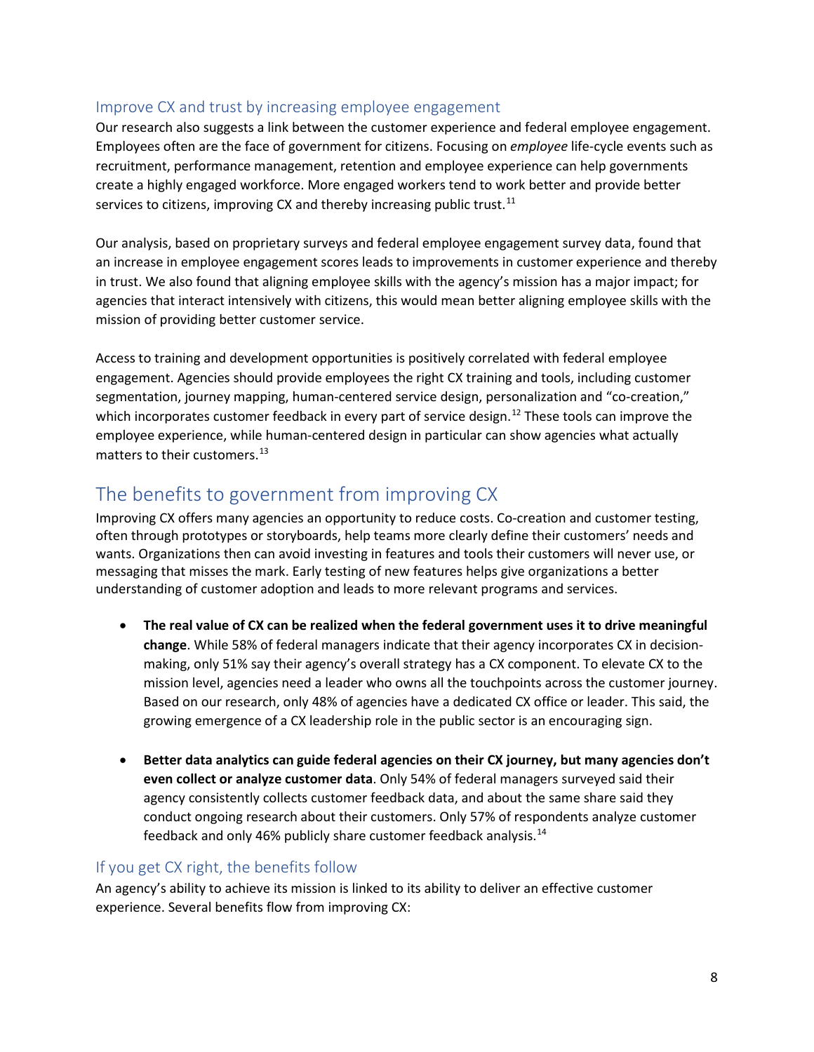### Improve CX and trust by increasing employee engagement

Our research also suggests a link between the customer experience and federal employee engagement. Employees often are the face of government for citizens. Focusing on *employee* life-cycle events such as recruitment, performance management, retention and employee experience can help governments create a highly engaged workforce. More engaged workers tend to work better and provide better services to citizens, improving CX and thereby increasing public trust.[11]

Our analysis, based on proprietary surveys and federal employee engagement survey data, found that an increase in employee engagement scores leads to improvements in customer experience and thereby in trust. We also found that aligning employee skills with the agency's mission has a major impact; for agencies that interact intensively with citizens, this would mean better aligning employee skills with the mission of providing better customer service.

Access to training and development opportunities is positively correlated with federal employee engagement. Agencies should provide employees the right CX training and tools, including customer segmentation, journey mapping, human-centered service design, personalization and "co-creation," which incorporates customer feedback in every part of service design.[12] These tools can improve the employee experience, while human-centered design in particular can show agencies what actually matters to their customers.[13]

## The benefits to government from improving CX

Improving CX offers many agencies an opportunity to reduce costs. Co-creation and customer testing, often through prototypes or storyboards, help teams more clearly define their customers' needs and wants. Organizations then can avoid investing in features and tools their customers will never use, or messaging that misses the mark. Early testing of new features helps give organizations a better understanding of customer adoption and leads to more relevant programs and services.

- **The real value of CX can be realized when the federal government uses it to drive meaningful change**. While 58% of federal managers indicate that their agency incorporates CX in decision-making, only 51% say their agency's overall strategy has a CX component. To elevate CX to the mission level, agencies need a leader who owns all the touchpoints across the customer journey. Based on our research, only 48% of agencies have a dedicated CX office or leader. This said, the growing emergence of a CX leadership role in the public sector is an encouraging sign.

- **Better data analytics can guide federal agencies on their CX journey, but many agencies don't even collect or analyze customer data**. Only 54% of federal managers surveyed said their agency consistently collects customer feedback data, and about the same share said they conduct ongoing research about their customers. Only 57% of respondents analyze customer feedback and only 46% publicly share customer feedback analysis.[14]

### If you get CX right, the benefits follow

An agency's ability to achieve its mission is linked to its ability to deliver an effective customer experience. Several benefits flow from improving CX: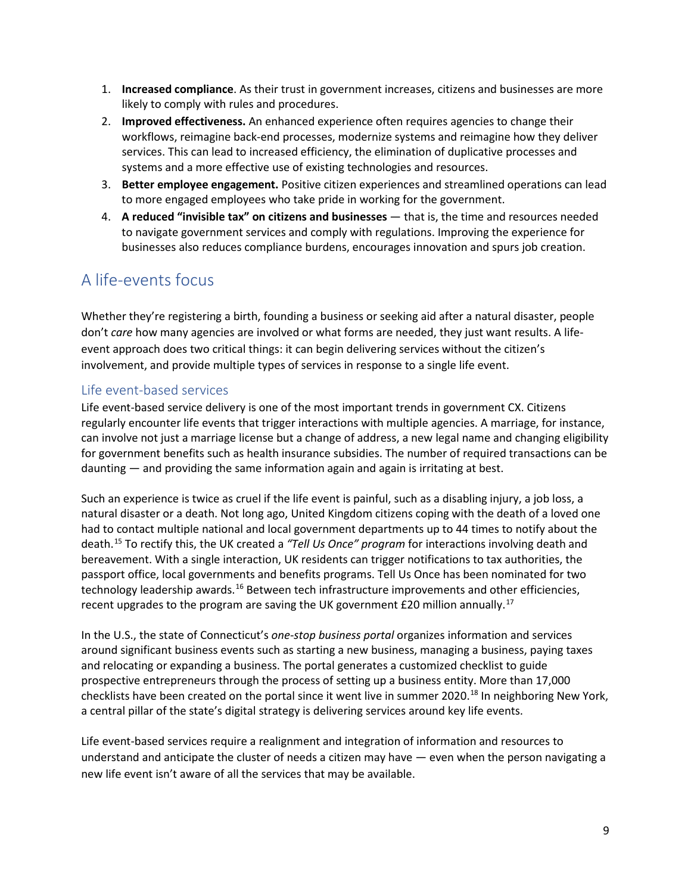1. **Increased compliance**. As their trust in government increases, citizens and businesses are more likely to comply with rules and procedures.
2. **Improved effectiveness.** An enhanced experience often requires agencies to change their workflows, reimagine back-end processes, modernize systems and reimagine how they deliver services. This can lead to increased efficiency, the elimination of duplicative processes and systems and a more effective use of existing technologies and resources.
3. **Better employee engagement.** Positive citizen experiences and streamlined operations can lead to more engaged employees who take pride in working for the government.
4. **A reduced "invisible tax" on citizens and businesses** — that is, the time and resources needed to navigate government services and comply with regulations. Improving the experience for businesses also reduces compliance burdens, encourages innovation and spurs job creation.

## A life-events focus

Whether they're registering a birth, founding a business or seeking aid after a natural disaster, people don't *care* how many agencies are involved or what forms are needed, they just want results. A life-event approach does two critical things: it can begin delivering services without the citizen's involvement, and provide multiple types of services in response to a single life event.

### Life event-based services

Life event-based service delivery is one of the most important trends in government CX. Citizens regularly encounter life events that trigger interactions with multiple agencies. A marriage, for instance, can involve not just a marriage license but a change of address, a new legal name and changing eligibility for government benefits such as health insurance subsidies. The number of required transactions can be daunting — and providing the same information again and again is irritating at best.

Such an experience is twice as cruel if the life event is painful, such as a disabling injury, a job loss, a natural disaster or a death. Not long ago, United Kingdom citizens coping with the death of a loved one had to contact multiple national and local government departments up to 44 times to notify about the death.[15] To rectify this, the UK created a *"Tell Us Once" program* for interactions involving death and bereavement. With a single interaction, UK residents can trigger notifications to tax authorities, the passport office, local governments and benefits programs. Tell Us Once has been nominated for two technology leadership awards.[16] Between tech infrastructure improvements and other efficiencies, recent upgrades to the program are saving the UK government £20 million annually.[17]

In the U.S., the state of Connecticut's *one-stop business portal* organizes information and services around significant business events such as starting a new business, managing a business, paying taxes and relocating or expanding a business. The portal generates a customized checklist to guide prospective entrepreneurs through the process of setting up a business entity. More than 17,000 checklists have been created on the portal since it went live in summer 2020.[18] In neighboring New York, a central pillar of the state's digital strategy is delivering services around key life events.

Life event-based services require a realignment and integration of information and resources to understand and anticipate the cluster of needs a citizen may have — even when the person navigating a new life event isn't aware of all the services that may be available.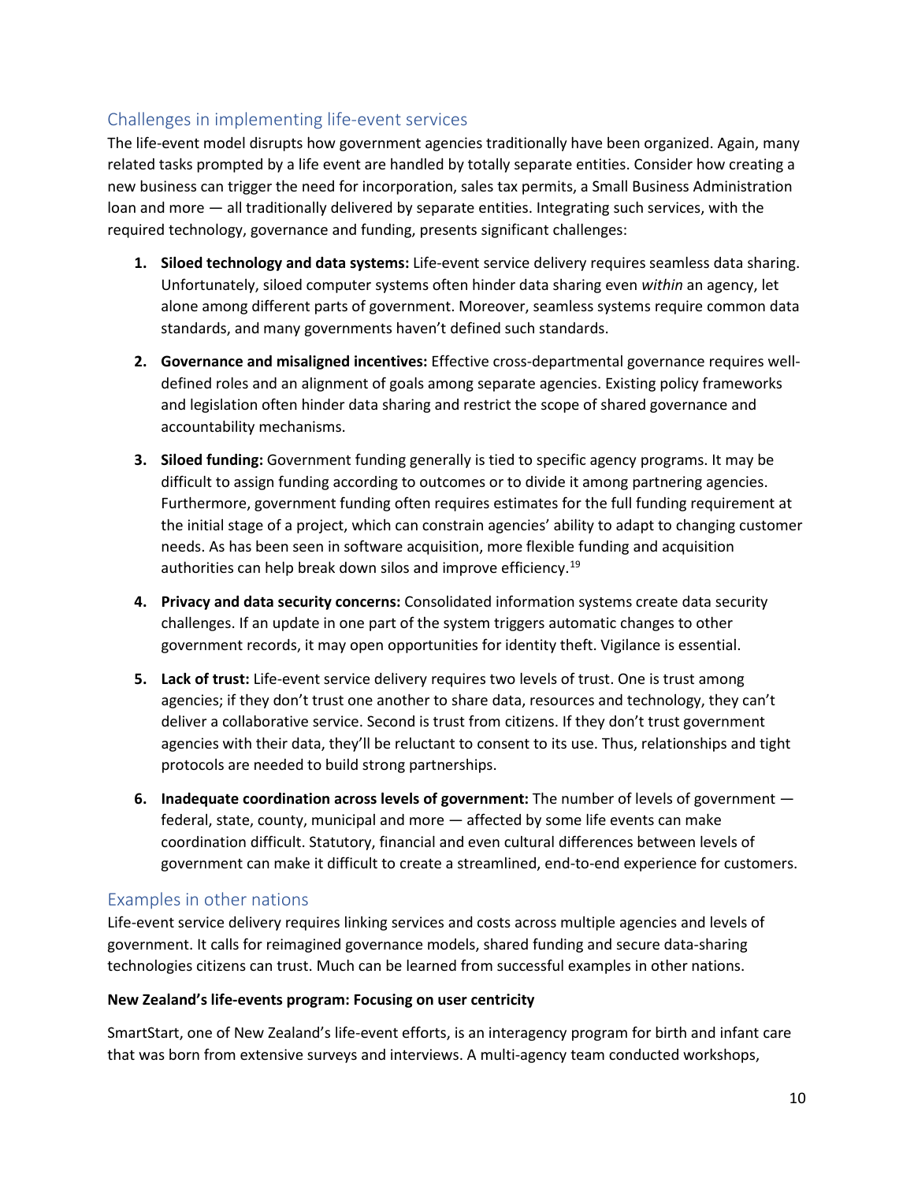## Challenges in implementing life-event services

The life-event model disrupts how government agencies traditionally have been organized. Again, many related tasks prompted by a life event are handled by totally separate entities. Consider how creating a new business can trigger the need for incorporation, sales tax permits, a Small Business Administration loan and more — all traditionally delivered by separate entities. Integrating such services, with the required technology, governance and funding, presents significant challenges:

1. **Siloed technology and data systems:** Life-event service delivery requires seamless data sharing. Unfortunately, siloed computer systems often hinder data sharing even *within* an agency, let alone among different parts of government. Moreover, seamless systems require common data standards, and many governments haven't defined such standards.

2. **Governance and misaligned incentives:** Effective cross-departmental governance requires well-defined roles and an alignment of goals among separate agencies. Existing policy frameworks and legislation often hinder data sharing and restrict the scope of shared governance and accountability mechanisms.

3. **Siloed funding:** Government funding generally is tied to specific agency programs. It may be difficult to assign funding according to outcomes or to divide it among partnering agencies. Furthermore, government funding often requires estimates for the full funding requirement at the initial stage of a project, which can constrain agencies' ability to adapt to changing customer needs. As has been seen in software acquisition, more flexible funding and acquisition authorities can help break down silos and improve efficiency.[19]

4. **Privacy and data security concerns:** Consolidated information systems create data security challenges. If an update in one part of the system triggers automatic changes to other government records, it may open opportunities for identity theft. Vigilance is essential.

5. **Lack of trust:** Life-event service delivery requires two levels of trust. One is trust among agencies; if they don't trust one another to share data, resources and technology, they can't deliver a collaborative service. Second is trust from citizens. If they don't trust government agencies with their data, they'll be reluctant to consent to its use. Thus, relationships and tight protocols are needed to build strong partnerships.

6. **Inadequate coordination across levels of government:** The number of levels of government — federal, state, county, municipal and more — affected by some life events can make coordination difficult. Statutory, financial and even cultural differences between levels of government can make it difficult to create a streamlined, end-to-end experience for customers.

## Examples in other nations

Life-event service delivery requires linking services and costs across multiple agencies and levels of government. It calls for reimagined governance models, shared funding and secure data-sharing technologies citizens can trust. Much can be learned from successful examples in other nations.

**New Zealand's life-events program: Focusing on user centricity**

SmartStart, one of New Zealand's life-event efforts, is an interagency program for birth and infant care that was born from extensive surveys and interviews. A multi-agency team conducted workshops,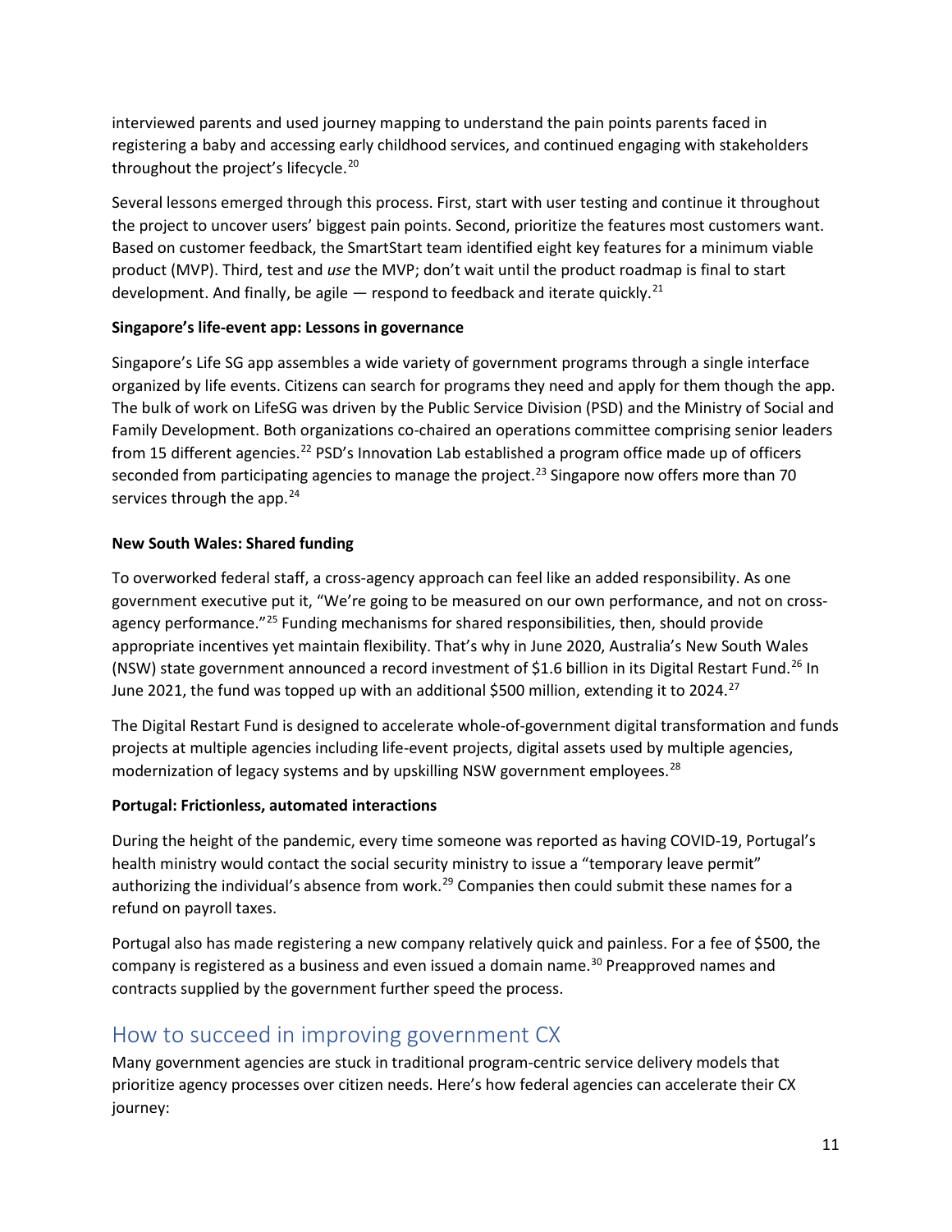interviewed parents and used journey mapping to understand the pain points parents faced in registering a baby and accessing early childhood services, and continued engaging with stakeholders throughout the project's lifecycle.[20]

Several lessons emerged through this process. First, start with user testing and continue it throughout the project to uncover users' biggest pain points. Second, prioritize the features most customers want. Based on customer feedback, the SmartStart team identified eight key features for a minimum viable product (MVP). Third, test and *use* the MVP; don't wait until the product roadmap is final to start development. And finally, be agile — respond to feedback and iterate quickly.[21]

**Singapore's life-event app: Lessons in governance**

Singapore's Life SG app assembles a wide variety of government programs through a single interface organized by life events. Citizens can search for programs they need and apply for them though the app. The bulk of work on LifeSG was driven by the Public Service Division (PSD) and the Ministry of Social and Family Development. Both organizations co-chaired an operations committee comprising senior leaders from 15 different agencies.[22] PSD's Innovation Lab established a program office made up of officers seconded from participating agencies to manage the project.[23] Singapore now offers more than 70 services through the app.[24]

**New South Wales: Shared funding**

To overworked federal staff, a cross-agency approach can feel like an added responsibility. As one government executive put it, "We're going to be measured on our own performance, and not on cross-agency performance."[25] Funding mechanisms for shared responsibilities, then, should provide appropriate incentives yet maintain flexibility. That's why in June 2020, Australia's New South Wales (NSW) state government announced a record investment of $1.6 billion in its Digital Restart Fund.[26] In June 2021, the fund was topped up with an additional $500 million, extending it to 2024.[27]

The Digital Restart Fund is designed to accelerate whole-of-government digital transformation and funds projects at multiple agencies including life-event projects, digital assets used by multiple agencies, modernization of legacy systems and by upskilling NSW government employees.[28]

**Portugal: Frictionless, automated interactions**

During the height of the pandemic, every time someone was reported as having COVID-19, Portugal's health ministry would contact the social security ministry to issue a "temporary leave permit" authorizing the individual's absence from work.[29] Companies then could submit these names for a refund on payroll taxes.

Portugal also has made registering a new company relatively quick and painless. For a fee of $500, the company is registered as a business and even issued a domain name.[30] Preapproved names and contracts supplied by the government further speed the process.

## How to succeed in improving government CX

Many government agencies are stuck in traditional program-centric service delivery models that prioritize agency processes over citizen needs. Here's how federal agencies can accelerate their CX journey: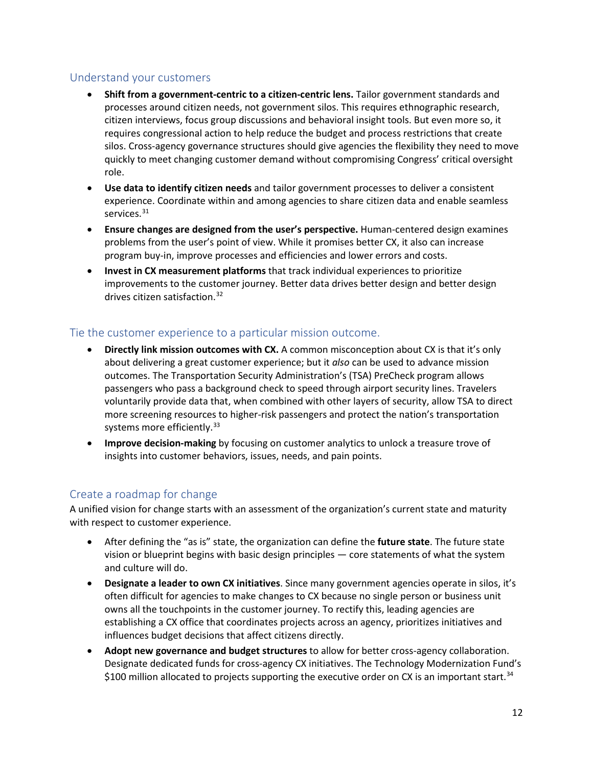## Understand your customers

- **Shift from a government-centric to a citizen-centric lens.** Tailor government standards and processes around citizen needs, not government silos. This requires ethnographic research, citizen interviews, focus group discussions and behavioral insight tools. But even more so, it requires congressional action to help reduce the budget and process restrictions that create silos. Cross-agency governance structures should give agencies the flexibility they need to move quickly to meet changing customer demand without compromising Congress' critical oversight role.
- **Use data to identify citizen needs** and tailor government processes to deliver a consistent experience. Coordinate within and among agencies to share citizen data and enable seamless services.[31]
- **Ensure changes are designed from the user's perspective.** Human-centered design examines problems from the user's point of view. While it promises better CX, it also can increase program buy-in, improve processes and efficiencies and lower errors and costs.
- **Invest in CX measurement platforms** that track individual experiences to prioritize improvements to the customer journey. Better data drives better design and better design drives citizen satisfaction.[32]

## Tie the customer experience to a particular mission outcome.

- **Directly link mission outcomes with CX.** A common misconception about CX is that it's only about delivering a great customer experience; but it *also* can be used to advance mission outcomes. The Transportation Security Administration's (TSA) PreCheck program allows passengers who pass a background check to speed through airport security lines. Travelers voluntarily provide data that, when combined with other layers of security, allow TSA to direct more screening resources to higher-risk passengers and protect the nation's transportation systems more efficiently.[33]
- **Improve decision-making** by focusing on customer analytics to unlock a treasure trove of insights into customer behaviors, issues, needs, and pain points.

## Create a roadmap for change

A unified vision for change starts with an assessment of the organization's current state and maturity with respect to customer experience.

- After defining the "as is" state, the organization can define the **future state**. The future state vision or blueprint begins with basic design principles — core statements of what the system and culture will do.
- **Designate a leader to own CX initiatives**. Since many government agencies operate in silos, it's often difficult for agencies to make changes to CX because no single person or business unit owns all the touchpoints in the customer journey. To rectify this, leading agencies are establishing a CX office that coordinates projects across an agency, prioritizes initiatives and influences budget decisions that affect citizens directly.
- **Adopt new governance and budget structures** to allow for better cross-agency collaboration. Designate dedicated funds for cross-agency CX initiatives. The Technology Modernization Fund's $100 million allocated to projects supporting the executive order on CX is an important start.[34]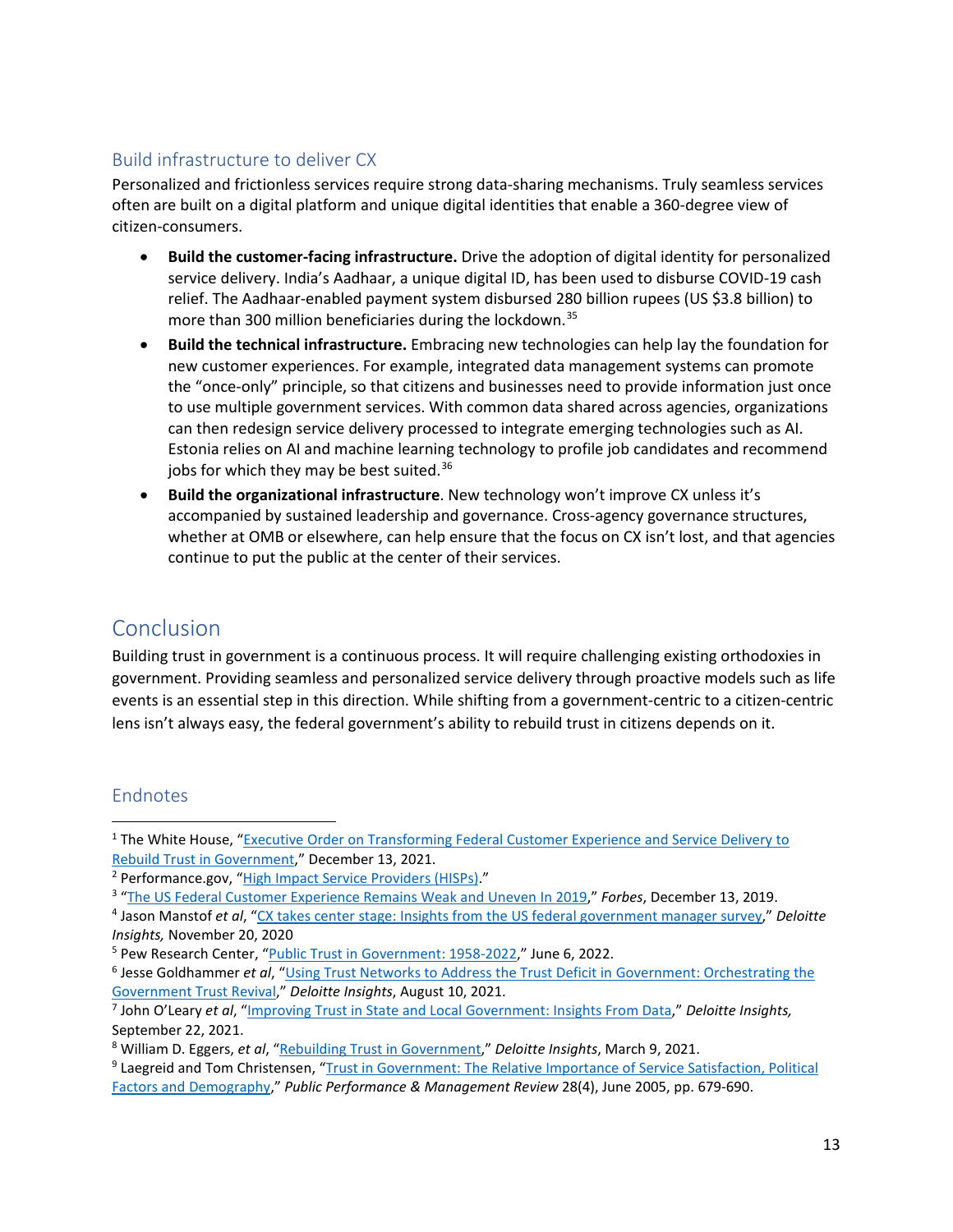### Build infrastructure to deliver CX

Personalized and frictionless services require strong data-sharing mechanisms. Truly seamless services often are built on a digital platform and unique digital identities that enable a 360-degree view of citizen-consumers.

- **Build the customer-facing infrastructure.** Drive the adoption of digital identity for personalized service delivery. India's Aadhaar, a unique digital ID, has been used to disburse COVID-19 cash relief. The Aadhaar-enabled payment system disbursed 280 billion rupees (US $3.8 billion) to more than 300 million beneficiaries during the lockdown.[35]
- **Build the technical infrastructure.** Embracing new technologies can help lay the foundation for new customer experiences. For example, integrated data management systems can promote the "once-only" principle, so that citizens and businesses need to provide information just once to use multiple government services. With common data shared across agencies, organizations can then redesign service delivery processed to integrate emerging technologies such as AI. Estonia relies on AI and machine learning technology to profile job candidates and recommend jobs for which they may be best suited.[36]
- **Build the organizational infrastructure**. New technology won't improve CX unless it's accompanied by sustained leadership and governance. Cross-agency governance structures, whether at OMB or elsewhere, can help ensure that the focus on CX isn't lost, and that agencies continue to put the public at the center of their services.

## Conclusion

Building trust in government is a continuous process. It will require challenging existing orthodoxies in government. Providing seamless and personalized service delivery through proactive models such as life events is an essential step in this direction. While shifting from a government-centric to a citizen-centric lens isn't always easy, the federal government's ability to rebuild trust in citizens depends on it.

### Endnotes

[1] The White House, "Executive Order on Transforming Federal Customer Experience and Service Delivery to Rebuild Trust in Government," December 13, 2021.

[2] Performance.gov, "High Impact Service Providers (HISPs)."

[3] "The US Federal Customer Experience Remains Weak and Uneven In 2019," *Forbes*, December 13, 2019.

[4] Jason Manstof *et al*, "CX takes center stage: Insights from the US federal government manager survey," *Deloitte Insights,* November 20, 2020

[5] Pew Research Center, "Public Trust in Government: 1958-2022," June 6, 2022.

[6] Jesse Goldhammer *et al*, "Using Trust Networks to Address the Trust Deficit in Government: Orchestrating the Government Trust Revival," *Deloitte Insights*, August 10, 2021.

[7] John O'Leary *et al*, "Improving Trust in State and Local Government: Insights From Data," *Deloitte Insights,* September 22, 2021.

[8] William D. Eggers, *et al*, "Rebuilding Trust in Government," *Deloitte Insights*, March 9, 2021.

[9] Laegreid and Tom Christensen, "Trust in Government: The Relative Importance of Service Satisfaction, Political Factors and Demography," *Public Performance & Management Review* 28(4), June 2005, pp. 679-690.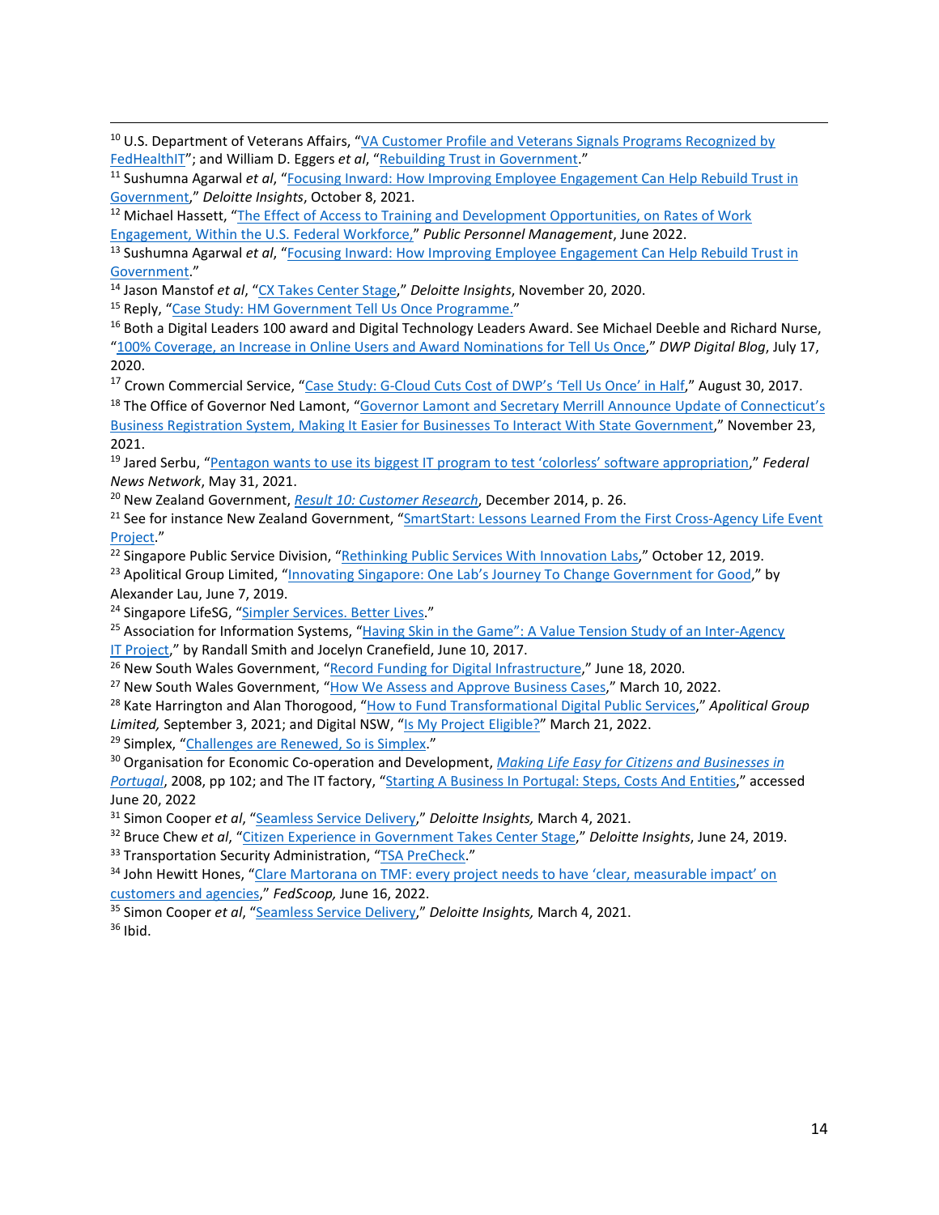[10] U.S. Department of Veterans Affairs, "VA Customer Profile and Veterans Signals Programs Recognized by FedHealthIT"; and William D. Eggers *et al*, "Rebuilding Trust in Government."

[11] Sushumna Agarwal *et al*, "Focusing Inward: How Improving Employee Engagement Can Help Rebuild Trust in Government," *Deloitte Insights*, October 8, 2021.

[12] Michael Hassett, "The Effect of Access to Training and Development Opportunities, on Rates of Work Engagement, Within the U.S. Federal Workforce," *Public Personnel Management*, June 2022.

[13] Sushumna Agarwal *et al*, "Focusing Inward: How Improving Employee Engagement Can Help Rebuild Trust in Government."

[14] Jason Manstof *et al*, "CX Takes Center Stage," *Deloitte Insights*, November 20, 2020.

[15] Reply, "Case Study: HM Government Tell Us Once Programme."

[16] Both a Digital Leaders 100 award and Digital Technology Leaders Award. See Michael Deeble and Richard Nurse, "100% Coverage, an Increase in Online Users and Award Nominations for Tell Us Once," *DWP Digital Blog*, July 17, 2020.

[17] Crown Commercial Service, "Case Study: G-Cloud Cuts Cost of DWP's 'Tell Us Once' in Half," August 30, 2017.

[18] The Office of Governor Ned Lamont, "Governor Lamont and Secretary Merrill Announce Update of Connecticut's Business Registration System, Making It Easier for Businesses To Interact With State Government," November 23, 2021.

[19] Jared Serbu, "Pentagon wants to use its biggest IT program to test 'colorless' software appropriation," *Federal News Network*, May 31, 2021.

[20] New Zealand Government, *Result 10: Customer Research*, December 2014, p. 26.

[21] See for instance New Zealand Government, "SmartStart: Lessons Learned From the First Cross-Agency Life Event Project."

[22] Singapore Public Service Division, "Rethinking Public Services With Innovation Labs," October 12, 2019.

[23] Apolitical Group Limited, "Innovating Singapore: One Lab's Journey To Change Government for Good," by Alexander Lau, June 7, 2019.

[24] Singapore LifeSG, "Simpler Services. Better Lives."

[25] Association for Information Systems, "Having Skin in the Game": A Value Tension Study of an Inter-Agency IT Project," by Randall Smith and Jocelyn Cranefield, June 10, 2017.

[26] New South Wales Government, "Record Funding for Digital Infrastructure," June 18, 2020.

[27] New South Wales Government, "How We Assess and Approve Business Cases," March 10, 2022.

[28] Kate Harrington and Alan Thorogood, "How to Fund Transformational Digital Public Services," *Apolitical Group Limited,* September 3, 2021; and Digital NSW, "Is My Project Eligible?" March 21, 2022.

[29] Simplex, "Challenges are Renewed, So is Simplex."

[30] Organisation for Economic Co-operation and Development, *Making Life Easy for Citizens and Businesses in Portugal*, 2008, pp 102; and The IT factory, "Starting A Business In Portugal: Steps, Costs And Entities," accessed June 20, 2022

[31] Simon Cooper *et al*, "Seamless Service Delivery," *Deloitte Insights,* March 4, 2021.

[32] Bruce Chew *et al*, "Citizen Experience in Government Takes Center Stage," *Deloitte Insights*, June 24, 2019.

[33] Transportation Security Administration, "TSA PreCheck."

[34] John Hewitt Hones, "Clare Martorana on TMF: every project needs to have 'clear, measurable impact' on customers and agencies," *FedScoop,* June 16, 2022.

[35] Simon Cooper *et al*, "Seamless Service Delivery," *Deloitte Insights,* March 4, 2021.

[36] Ibid.